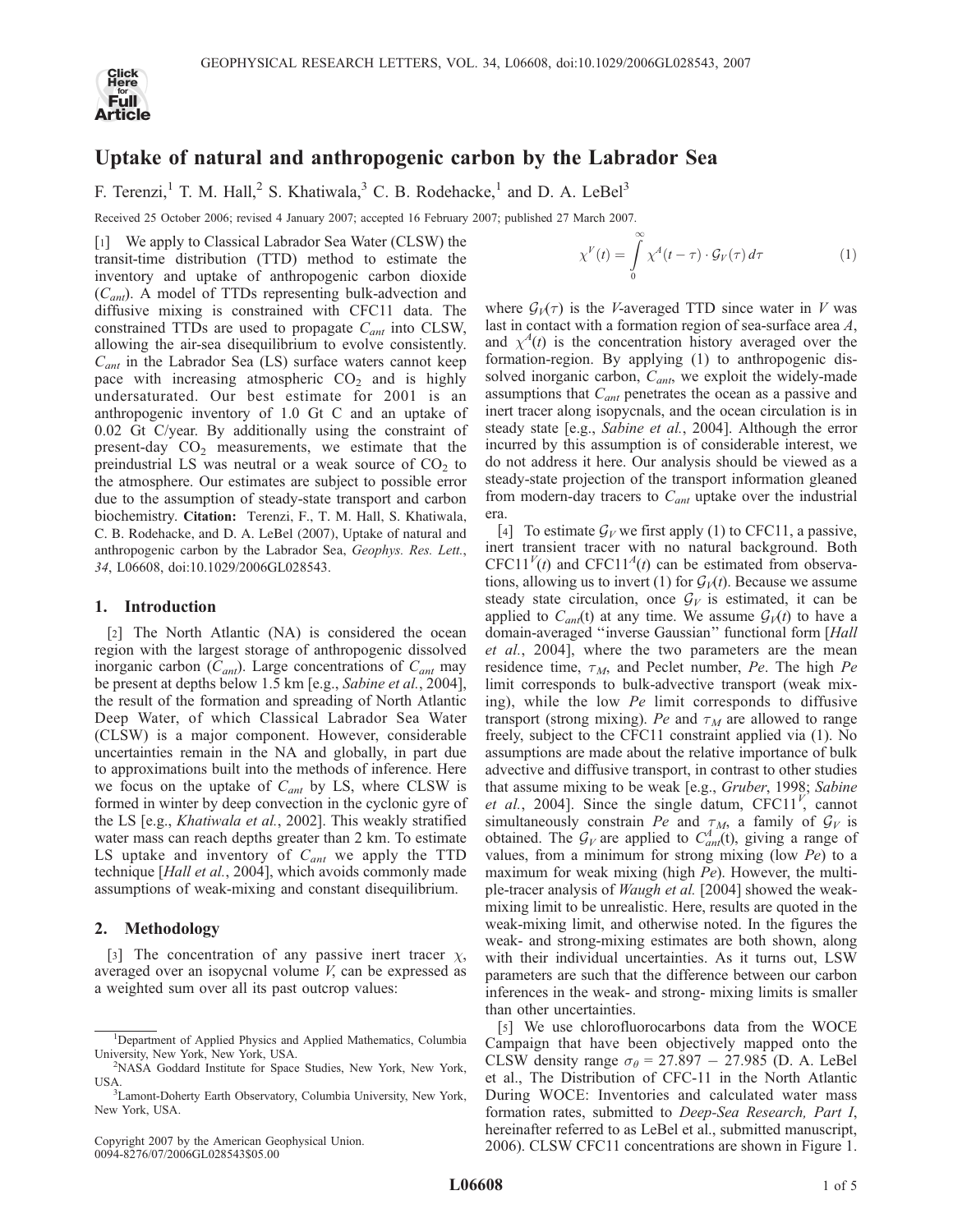# Uptake of natural and anthropogenic carbon by the Labrador Sea

F. Terenzi,[1] T. M. Hall,[2] S. Khatiwala,[3] C. B. Rodehacke,[1] and D. A. LeBel[3]

Received 25 October 2006; revised 4 January 2007; accepted 16 February 2007; published 27 March 2007.

[1] We apply to Classical Labrador Sea Water (CLSW) the transit-time distribution (TTD) method to estimate the inventory and uptake of anthropogenic carbon dioxide ($C_{ant}$). A model of TTDs representing bulk-advection and diffusive mixing is constrained with CFC11 data. The constrained TTDs are used to propagate $C_{ant}$ into CLSW, allowing the air-sea disequilibrium to evolve consistently. $C_{ant}$ in the Labrador Sea (LS) surface waters cannot keep pace with increasing atmospheric $CO_2$ and is highly undersaturated. Our best estimate for 2001 is an anthropogenic inventory of 1.0 Gt C and an uptake of 0.02 Gt C/year. By additionally using the constraint of present-day $CO_2$ measurements, we estimate that the preindustrial LS was neutral or a weak source of $CO_2$ to the atmosphere. Our estimates are subject to possible error due to the assumption of steady-state transport and carbon biochemistry. **Citation:** Terenzi, F., T. M. Hall, S. Khatiwala, C. B. Rodehacke, and D. A. LeBel (2007), Uptake of natural and anthropogenic carbon by the Labrador Sea, *Geophys. Res. Lett.*, *34*, L06608, doi:10.1029/2006GL028543.

## 1. Introduction

[2] The North Atlantic (NA) is considered the ocean region with the largest storage of anthropogenic dissolved inorganic carbon ($C_{ant}$). Large concentrations of $C_{ant}$ may be present at depths below 1.5 km [e.g., *Sabine et al.*, 2004], the result of the formation and spreading of North Atlantic Deep Water, of which Classical Labrador Sea Water (CLSW) is a major component. However, considerable uncertainties remain in the NA and globally, in part due to approximations built into the methods of inference. Here we focus on the uptake of $C_{ant}$ by LS, where CLSW is formed in winter by deep convection in the cyclonic gyre of the LS [e.g., *Khatiwala et al.*, 2002]. This weakly stratified water mass can reach depths greater than 2 km. To estimate LS uptake and inventory of $C_{ant}$ we apply the TTD technique [*Hall et al.*, 2004], which avoids commonly made assumptions of weak-mixing and constant disequilibrium.

## 2. Methodology

[3] The concentration of any passive inert tracer $\chi$, averaged over an isopycnal volume $V$, can be expressed as a weighted sum over all its past outcrop values:

$$\chi^V(t) = \int_0^\infty \chi^A(t-\tau) \cdot \mathcal{G}_V(\tau)\, d\tau \qquad (1)$$

where $\mathcal{G}_V(\tau)$ is the $V$-averaged TTD since water in $V$ was last in contact with a formation region of sea-surface area $A$, and $\chi^A(t)$ is the concentration history averaged over the formation-region. By applying (1) to anthropogenic dissolved inorganic carbon, $C_{ant}$, we exploit the widely-made assumptions that $C_{ant}$ penetrates the ocean as a passive and inert tracer along isopycnals, and the ocean circulation is in steady state [e.g., *Sabine et al.*, 2004]. Although the error incurred by this assumption is of considerable interest, we do not address it here. Our analysis should be viewed as a steady-state projection of the transport information gleaned from modern-day tracers to $C_{ant}$ uptake over the industrial era.

[4] To estimate $\mathcal{G}_V$ we first apply (1) to CFC11, a passive, inert transient tracer with no natural background. Both $CFC11^V(t)$ and $CFC11^A(t)$ can be estimated from observations, allowing us to invert (1) for $\mathcal{G}_V(t)$. Because we assume steady state circulation, once $\mathcal{G}_V$ is estimated, it can be applied to $C_{ant}(t)$ at any time. We assume $\mathcal{G}_V(t)$ to have a domain-averaged "inverse Gaussian" functional form [*Hall et al.*, 2004], where the two parameters are the mean residence time, $\tau_M$, and Peclet number, $Pe$. The high $Pe$ limit corresponds to bulk-advective transport (weak mixing), while the low $Pe$ limit corresponds to diffusive transport (strong mixing). $Pe$ and $\tau_M$ are allowed to range freely, subject to the CFC11 constraint applied via (1). No assumptions are made about the relative importance of bulk advective and diffusive transport, in contrast to other studies that assume mixing to be weak [e.g., *Gruber*, 1998; *Sabine et al.*, 2004]. Since the single datum, $CFC11^V$, cannot simultaneously constrain $Pe$ and $\tau_M$, a family of $\mathcal{G}_V$ is obtained. The $\mathcal{G}_V$ are applied to $C^A_{ant}(t)$, giving a range of values, from a minimum for strong mixing (low $Pe$) to a maximum for weak mixing (high $Pe$). However, the multiple-tracer analysis of *Waugh et al.* [2004] showed the weak-mixing limit to be unrealistic. Here, results are quoted in the weak-mixing limit, and otherwise noted. In the figures the weak- and strong-mixing estimates are both shown, along with their individual uncertainties. As it turns out, LSW parameters are such that the difference between our carbon inferences in the weak- and strong- mixing limits is smaller than other uncertainties.

[5] We use chlorofluorocarbons data from the WOCE Campaign that have been objectively mapped onto the CLSW density range $\sigma_\theta = 27.897 - 27.985$ (D. A. LeBel et al., The Distribution of CFC-11 in the North Atlantic During WOCE: Inventories and calculated water mass formation rates, submitted to *Deep-Sea Research, Part I*, hereinafter referred to as LeBel et al., submitted manuscript, 2006). CLSW CFC11 concentrations are shown in Figure 1.

---

[1] Department of Applied Physics and Applied Mathematics, Columbia University, New York, New York, USA.

[2] NASA Goddard Institute for Space Studies, New York, New York, USA.

[3] Lamont-Doherty Earth Observatory, Columbia University, New York, New York, USA.

Copyright 2007 by the American Geophysical Union.
0094-8276/07/2006GL028543$05.00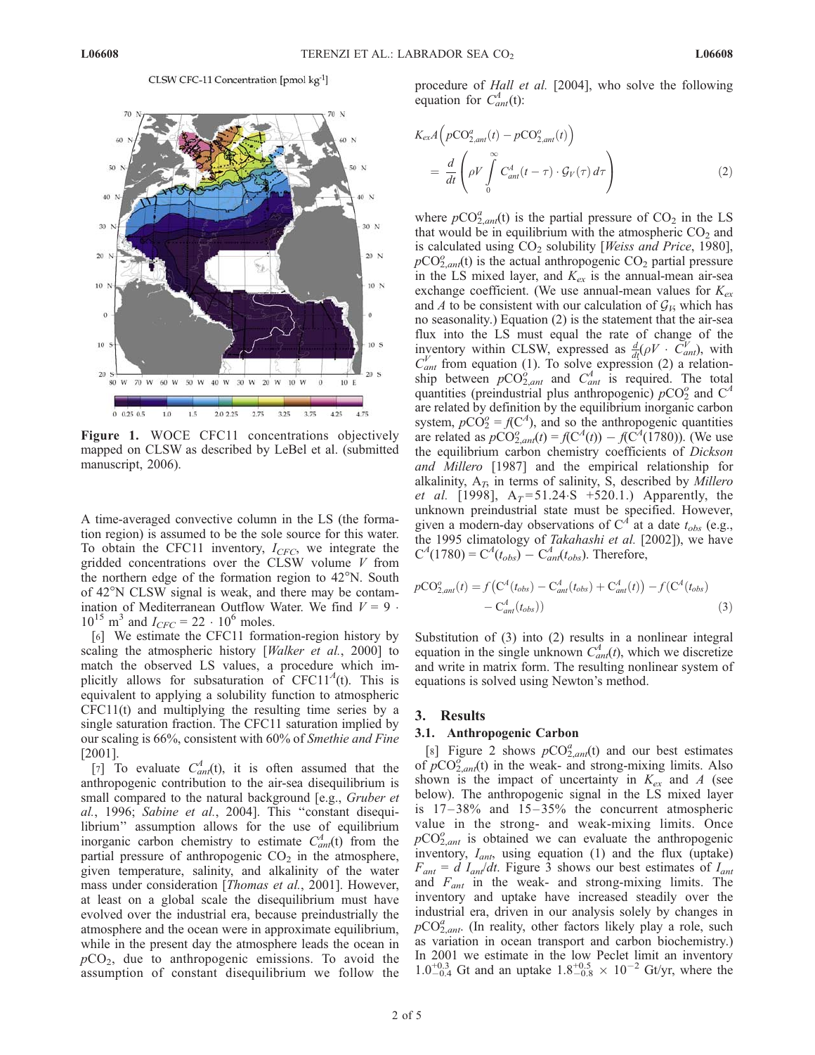CLSW CFC-11 Concentration [pmol kg$^{-1}$]

70 N
60 N
50 N
40 N
30 N
20 N
10 N
0
10 S
20 S
80 W 70 W 60 W 50 W 40 W 30 W 20 W 10 W 0 10 E

0 0.25 0.5 1.0 1.5 2.0 2.25 2.75 3.25 3.75 4.25 4.75

**Figure 1.** WOCE CFC11 concentrations objectively mapped on CLSW as described by LeBel et al. (submitted manuscript, 2006).

A time-averaged convective column in the LS (the formation region) is assumed to be the sole source for this water. To obtain the CFC11 inventory, $I_{CFC}$, we integrate the gridded concentrations over the CLSW volume $V$ from the northern edge of the formation region to 42°N. South of 42°N CLSW signal is weak, and there may be contamination of Mediterranean Outflow Water. We find $V = 9 \cdot 10^{15}$ m$^3$ and $I_{CFC} = 22 \cdot 10^6$ moles.

[6] We estimate the CFC11 formation-region history by scaling the atmospheric history [*Walker et al.*, 2000] to match the observed LS values, a procedure which implicitly allows for subsaturation of CFC11$^A$(t). This is equivalent to applying a solubility function to atmospheric CFC11(t) and multiplying the resulting time series by a single saturation fraction. The CFC11 saturation implied by our scaling is 66%, consistent with 60% of *Smethie and Fine* [2001].

[7] To evaluate $C^A_{ant}(t)$, it is often assumed that the anthropogenic contribution to the air-sea disequilibrium is small compared to the natural background [e.g., *Gruber et al.*, 1996; *Sabine et al.*, 2004]. This "constant disequilibrium" assumption allows for the use of equilibrium inorganic carbon chemistry to estimate $C^A_{ant}(t)$ from the partial pressure of anthropogenic $CO_2$ in the atmosphere, given temperature, salinity, and alkalinity of the water mass under consideration [*Thomas et al.*, 2001]. However, at least on a global scale the disequilibrium must have evolved over the industrial era, because preindustrially the atmosphere and the ocean were in approximate equilibrium, while in the present day the atmosphere leads the ocean in $pCO_2$, due to anthropogenic emissions. To avoid the assumption of constant disequilibrium we follow the procedure of *Hall et al.* [2004], who solve the following equation for $C^A_{ant}(t)$:

$$K_{ex}A\left(pCO^a_{2,ant}(t) - pCO^o_{2,ant}(t)\right) = \frac{d}{dt}\left(\rho V \int_0^\infty C^A_{ant}(t-\tau)\cdot \mathcal{G}_V(\tau)\,d\tau\right) \tag{2}$$

where $pCO^a_{2,ant}(t)$ is the partial pressure of $CO_2$ in the LS that would be in equilibrium with the atmospheric $CO_2$ and is calculated using $CO_2$ solubility [*Weiss and Price*, 1980], $pCO^o_{2,ant}(t)$ is the actual anthropogenic $CO_2$ partial pressure in the LS mixed layer, and $K_{ex}$ is the annual-mean air-sea exchange coefficient. (We use annual-mean values for $K_{ex}$ and $A$ to be consistent with our calculation of $\mathcal{G}_V$, which has no seasonality.) Equation (2) is the statement that the air-sea flux into the LS must equal the rate of change of the inventory within CLSW, expressed as $\frac{d}{dt}(\rho V \cdot C^V_{ant})$, with $C^V_{ant}$ from equation (1). To solve expression (2) a relationship between $pCO^o_{2,ant}$ and $C^A_{ant}$ is required. The total quantities (preindustrial plus anthropogenic) $pCO^o_2$ and $C^A$ are related by definition by the equilibrium inorganic carbon system, $pCO^o_2 = f(C^A)$, and so the anthropogenic quantities are related as $pCO^o_{2,ant}(t) = f(C^A(t)) - f(C^A(1780))$. (We use the equilibrium carbon chemistry coefficients of *Dickson and Millero* [1987] and the empirical relationship for alkalinity, $A_T$, in terms of salinity, S, described by *Millero et al.* [1998], $A_T = 51.24 \cdot S + 520.1$.) Apparently, the unknown preindustrial state must be specified. However, given a modern-day observations of $C^A$ at a date $t_{obs}$ (e.g., the 1995 climatology of *Takahashi et al.* [2002]), we have $C^A(1780) = C^A(t_{obs}) - C^A_{ant}(t_{obs})$. Therefore,

$$pCO^o_{2,ant}(t) = f\left(C^A(t_{obs}) - C^A_{ant}(t_{obs}) + C^A_{ant}(t)\right) - f(C^A(t_{obs}) - C^A_{ant}(t_{obs})) \tag{3}$$

Substitution of (3) into (2) results in a nonlinear integral equation in the single unknown $C^A_{ant}(t)$, which we discretize and write in matrix form. The resulting nonlinear system of equations is solved using Newton's method.

## 3. Results

### 3.1. Anthropogenic Carbon

[8] Figure 2 shows $pCO^a_{2,ant}(t)$ and our best estimates of $pCO^o_{2,ant}(t)$ in the weak- and strong-mixing limits. Also shown is the impact of uncertainty in $K_{ex}$ and $A$ (see below). The anthropogenic signal in the LS mixed layer is 17–38% and 15–35% the concurrent atmospheric value in the strong- and weak-mixing limits. Once $pCO^o_{2,ant}$ is obtained we can evaluate the anthropogenic inventory, $I_{ant}$, using equation (1) and the flux (uptake) $F_{ant} = d\ I_{ant}/dt$. Figure 3 shows our best estimates of $I_{ant}$ and $F_{ant}$ in the weak- and strong-mixing limits. The inventory and uptake have increased steadily over the industrial era, driven in our analysis solely by changes in $pCO^a_{2,ant}$. (In reality, other factors likely play a role, such as variation in ocean transport and carbon biochemistry.) In 2001 we estimate in the low Peclet limit an inventory $1.0^{+0.3}_{-0.4}$ Gt and an uptake $1.8^{+0.5}_{-0.8} \times 10^{-2}$ Gt/yr, where the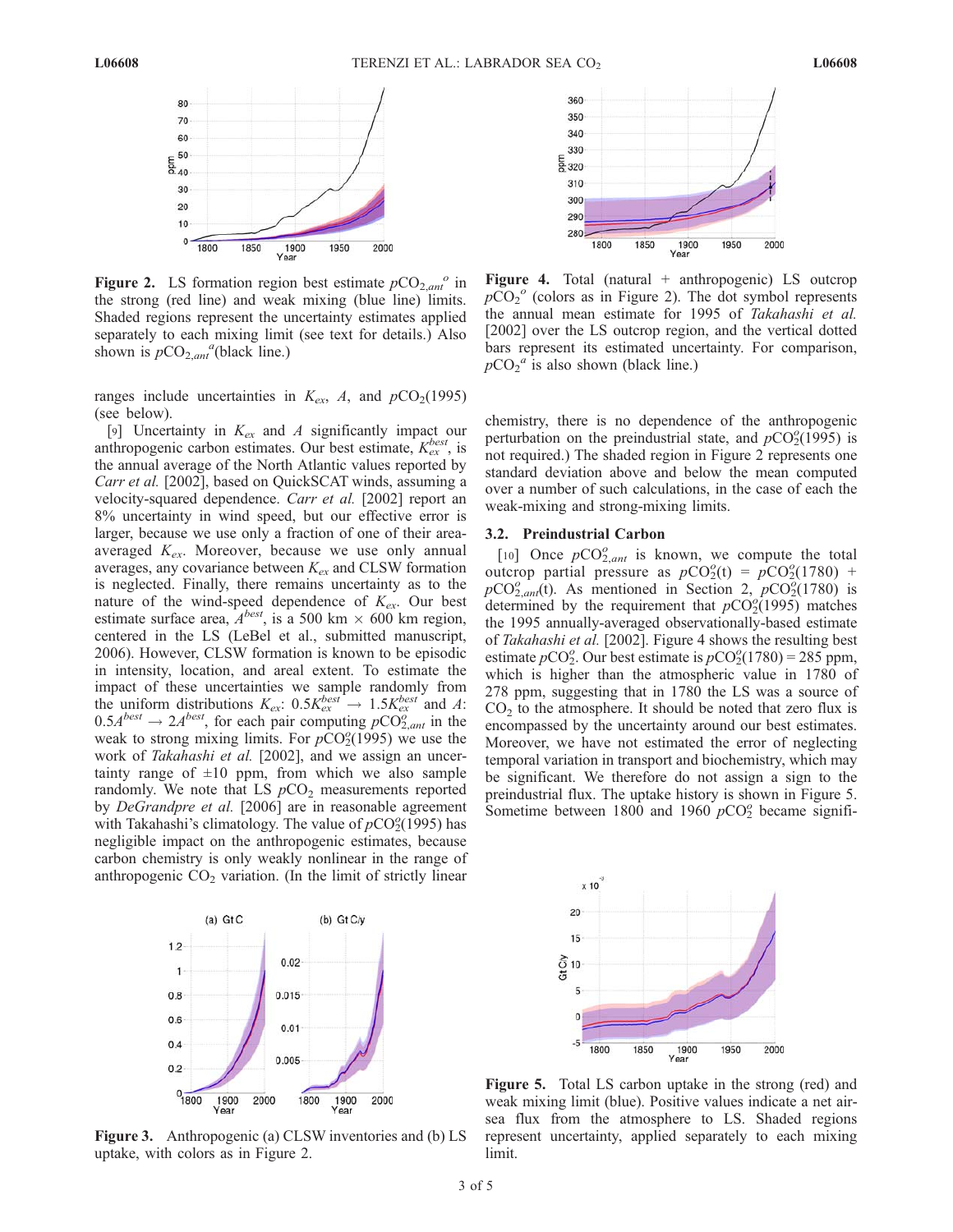80
70
60
50
ppm 40
30
20
10
0
1800 1850 1900 1950 2000
Year

**Figure 2.** LS formation region best estimate $pCO_{2,ant}^{o}$ in the strong (red line) and weak mixing (blue line) limits. Shaded regions represent the uncertainty estimates applied separately to each mixing limit (see text for details.) Also shown is $pCO_{2,ant}^{a}$(black line.)

ranges include uncertainties in $K_{ex}$, $A$, and $pCO_2$(1995) (see below).

[9] Uncertainty in $K_{ex}$ and $A$ significantly impact our anthropogenic carbon estimates. Our best estimate, $K_{ex}^{best}$, is the annual average of the North Atlantic values reported by *Carr et al.* [2002], based on QuickSCAT winds, assuming a velocity-squared dependence. *Carr et al.* [2002] report an 8% uncertainty in wind speed, but our effective error is larger, because we use only a fraction of one of their area-averaged $K_{ex}$. Moreover, because we use only annual averages, any covariance between $K_{ex}$ and CLSW formation is neglected. Finally, there remains uncertainty as to the nature of the wind-speed dependence of $K_{ex}$. Our best estimate surface area, $A^{best}$, is a 500 km × 600 km region, centered in the LS (LeBel et al., submitted manuscript, 2006). However, CLSW formation is known to be episodic in intensity, location, and areal extent. To estimate the impact of these uncertainties we sample randomly from the uniform distributions $K_{ex}$: $0.5K_{ex}^{best} \rightarrow 1.5K_{ex}^{best}$ and $A$: $0.5A^{best} \rightarrow 2A^{best}$, for each pair computing $pCO_{2,ant}^{o}$ in the weak to strong mixing limits. For $pCO_2^o$(1995) we use the work of *Takahashi et al.* [2002], and we assign an uncertainty range of ±10 ppm, from which we also sample randomly. We note that LS $pCO_2$ measurements reported by *DeGrandpre et al.* [2006] are in reasonable agreement with Takahashi's climatology. The value of $pCO_2^o$(1995) has negligible impact on the anthropogenic estimates, because carbon chemistry is only weakly nonlinear in the range of anthropogenic $CO_2$ variation. (In the limit of strictly linear chemistry, there is no dependence of the anthropogenic perturbation on the preindustrial state, and $pCO_2^o$(1995) is not required.) The shaded region in Figure 2 represents one standard deviation above and below the mean computed over a number of such calculations, in the case of each the weak-mixing and strong-mixing limits.

(a) Gt C
1.2
1
0.8
0.6
0.4
0.2
0
1800 1900 2000
Year

(b) Gt C/y
0.02
0.015
0.01
0.005
1800 1900 2000
Year

**Figure 3.** Anthropogenic (a) CLSW inventories and (b) LS uptake, with colors as in Figure 2.

360
350
340
330
ppm 320
310
300
290
280
1800 1850 1900 1950 2000
Year

**Figure 4.** Total (natural + anthropogenic) LS outcrop $pCO_2^{o}$ (colors as in Figure 2). The dot symbol represents the annual mean estimate for 1995 of *Takahashi et al.* [2002] over the LS outcrop region, and the vertical dotted bars represent its estimated uncertainty. For comparison, $pCO_2^{a}$ is also shown (black line.)

### 3.2. Preindustrial Carbon

[10] Once $pCO_{2,ant}^{o}$ is known, we compute the total outcrop partial pressure as $pCO_2^o(t)$ = $pCO_2^o$(1780) + $pCO_{2,ant}^{o}(t)$. As mentioned in Section 2, $pCO_2^o$(1780) is determined by the requirement that $pCO_2^o$(1995) matches the 1995 annually-averaged observationally-based estimate of *Takahashi et al.* [2002]. Figure 4 shows the resulting best estimate $pCO_2^o$. Our best estimate is $pCO_2^o$(1780) = 285 ppm, which is higher than the atmospheric value in 1780 of 278 ppm, suggesting that in 1780 the LS was a source of $CO_2$ to the atmosphere. It should be noted that zero flux is encompassed by the uncertainty around our best estimates. Moreover, we have not estimated the error of neglecting temporal variation in transport and biochemistry, which may be significant. We therefore do not assign a sign to the preindustrial flux. The uptake history is shown in Figure 5. Sometime between 1800 and 1960 $pCO_2^o$ became signifi-

x 10^-3
20
15
Gt C/y 10
5
0
-5
1800 1850 1900 1950 2000
Year

**Figure 5.** Total LS carbon uptake in the strong (red) and weak mixing limit (blue). Positive values indicate a net air-sea flux from the atmosphere to LS. Shaded regions represent uncertainty, applied separately to each mixing limit.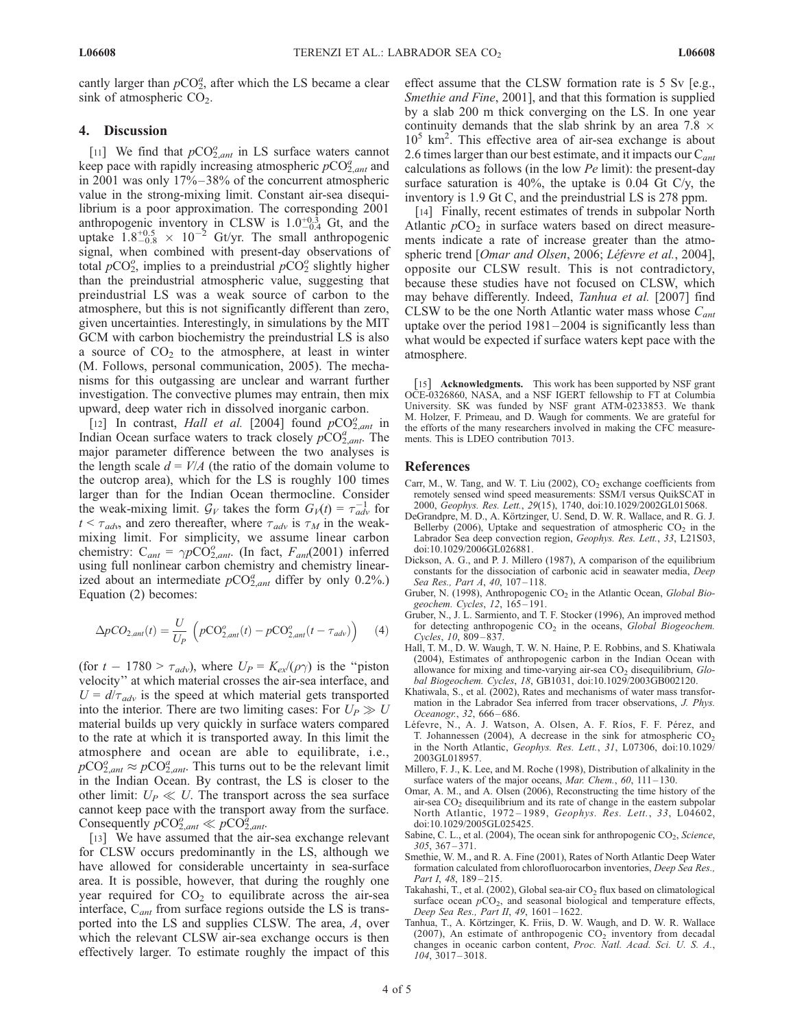cantly larger than $p\mathrm{CO}_2^a$, after which the LS became a clear sink of atmospheric $\mathrm{CO}_2$.

## 4. Discussion

[11] We find that $p\mathrm{CO}^o_{2,ant}$ in LS surface waters cannot keep pace with rapidly increasing atmospheric $p\mathrm{CO}^a_{2,ant}$ and in 2001 was only 17%–38% of the concurrent atmospheric value in the strong-mixing limit. Constant air-sea disequilibrium is a poor approximation. The corresponding 2001 anthropogenic inventory in CLSW is $1.0^{+0.3}_{-0.4}$ Gt, and the uptake $1.8^{+0.5}_{-0.8} \times 10^{-2}$ Gt/yr. The small anthropogenic signal, when combined with present-day observations of total $p\mathrm{CO}_2^o$, implies to a preindustrial $p\mathrm{CO}_2^o$ slightly higher than the preindustrial atmospheric value, suggesting that preindustrial LS was a weak source of carbon to the atmosphere, but this is not significantly different than zero, given uncertainties. Interestingly, in simulations by the MIT GCM with carbon biochemistry the preindustrial LS is also a source of $\mathrm{CO}_2$ to the atmosphere, at least in winter (M. Follows, personal communication, 2005). The mechanisms for this outgassing are unclear and warrant further investigation. The convective plumes may entrain, then mix upward, deep water rich in dissolved inorganic carbon.

[12] In contrast, *Hall et al.* [2004] found $p\mathrm{CO}^o_{2,ant}$ in Indian Ocean surface waters to track closely $p\mathrm{CO}^a_{2,ant}$. The major parameter difference between the two analyses is the length scale $d = V/A$ (the ratio of the domain volume to the outcrop area), which for the LS is roughly 100 times larger than for the Indian Ocean thermocline. Consider the weak-mixing limit. $\mathcal{G}_V$ takes the form $G_V(t) = \tau_{adv}^{-1}$ for $t < \tau_{adv}$, and zero thereafter, where $\tau_{adv}$ is $\tau_M$ in the weak-mixing limit. For simplicity, we assume linear carbon chemistry: $\mathrm{C}_{ant} = \gamma p\mathrm{CO}^o_{2,ant}$. (In fact, $F_{ant}(2001)$ inferred using full nonlinear carbon chemistry and chemistry linearized about an intermediate $p\mathrm{CO}^a_{2,ant}$ differ by only 0.2%.) Equation (2) becomes:

$$\Delta p\mathrm{CO}_{2,ant}(t) = \frac{U}{U_P}\left(p\mathrm{CO}^o_{2,ant}(t) - p\mathrm{CO}^o_{2,ant}(t - \tau_{adv})\right) \qquad (4)$$

(for $t - 1780 > \tau_{adv}$), where $U_P = K_{ex}/(\rho\gamma)$ is the "piston velocity" at which material crosses the air-sea interface, and $U = d/\tau_{adv}$ is the speed at which material gets transported into the interior. There are two limiting cases: For $U_P \gg U$ material builds up very quickly in surface waters compared to the rate at which it is transported away. In this limit the atmosphere and ocean are able to equilibrate, i.e., $p\mathrm{CO}^o_{2,ant} \approx p\mathrm{CO}^a_{2,ant}$. This turns out to be the relevant limit in the Indian Ocean. By contrast, the LS is closer to the other limit: $U_P \ll U$. The transport across the sea surface cannot keep pace with the transport away from the surface. Consequently $p\mathrm{CO}^o_{2,ant} \ll p\mathrm{CO}^a_{2,ant}$.

[13] We have assumed that the air-sea exchange relevant for CLSW occurs predominantly in the LS, although we have allowed for considerable uncertainty in sea-surface area. It is possible, however, that during the roughly one year required for $\mathrm{CO}_2$ to equilibrate across the air-sea interface, $\mathrm{C}_{ant}$ from surface regions outside the LS is transported into the LS and supplies CLSW. The area, $A$, over which the relevant CLSW air-sea exchange occurs is then effectively larger. To estimate roughly the impact of this effect assume that the CLSW formation rate is 5 Sv [e.g., *Smethie and Fine*, 2001], and that this formation is supplied by a slab 200 m thick converging on the LS. In one year continuity demands that the slab shrink by an area $7.8 \times 10^5$ km$^2$. This effective area of air-sea exchange is about 2.6 times larger than our best estimate, and it impacts our $\mathrm{C}_{ant}$ calculations as follows (in the low *Pe* limit): the present-day surface saturation is 40%, the uptake is 0.04 Gt C/y, the inventory is 1.9 Gt C, and the preindustrial LS is 278 ppm.

[14] Finally, recent estimates of trends in subpolar North Atlantic $p\mathrm{CO}_2$ in surface waters based on direct measurements indicate a rate of increase greater than the atmospheric trend [*Omar and Olsen*, 2006; *Léfevre et al.*, 2004], opposite our CLSW result. This is not contradictory, because these studies have not focused on CLSW, which may behave differently. Indeed, *Tanhua et al.* [2007] find CLSW to be the one North Atlantic water mass whose $\mathrm{C}_{ant}$ uptake over the period 1981–2004 is significantly less than what would be expected if surface waters kept pace with the atmosphere.

[15] **Acknowledgments.** This work has been supported by NSF grant OCE-0326860, NASA, and a NSF IGERT fellowship to FT at Columbia University. SK was funded by NSF grant ATM-0233853. We thank M. Holzer, F. Primeau, and D. Waugh for comments. We are grateful for the efforts of the many researchers involved in making the CFC measurements. This is LDEO contribution 7013.

## References

Carr, M., W. Tang, and W. T. Liu (2002), $\mathrm{CO}_2$ exchange coefficients from remotely sensed wind speed measurements: SSM/I versus QuikSCAT in 2000, *Geophys. Res. Lett.*, *29*(15), 1740, doi:10.1029/2002GL015068.

DeGrandpre, M. D., A. Körtzinger, U. Send, D. W. R. Wallace, and R. G. J. Bellerby (2006), Uptake and sequestration of atmospheric $\mathrm{CO}_2$ in the Labrador Sea deep convection region, *Geophys. Res. Lett.*, *33*, L21S03, doi:10.1029/2006GL026881.

Dickson, A. G., and P. J. Millero (1987), A comparison of the equilibrium constants for the dissociation of carbonic acid in seawater media, *Deep Sea Res., Part A*, *40*, 107–118.

Gruber, N. (1998), Anthropogenic $\mathrm{CO}_2$ in the Atlantic Ocean, *Global Biogeochem. Cycles*, *12*, 165–191.

Gruber, N., J. L. Sarmiento, and T. F. Stocker (1996), An improved method for detecting anthropogenic $\mathrm{CO}_2$ in the oceans, *Global Biogeochem. Cycles*, *10*, 809–837.

Hall, T. M., D. W. Waugh, T. W. N. Haine, P. E. Robbins, and S. Khatiwala (2004), Estimates of anthropogenic carbon in the Indian Ocean with allowance for mixing and time-varying air-sea $\mathrm{CO}_2$ disequilibrium, *Global Biogeochem. Cycles*, *18*, GB1031, doi:10.1029/2003GB002120.

Khatiwala, S., et al. (2002), Rates and mechanisms of water mass transformation in the Labrador Sea inferred from tracer observations, *J. Phys. Oceanogr.*, *32*, 666–686.

Léfevre, N., A. J. Watson, A. Olsen, A. F. Ríos, F. F. Pérez, and T. Johannessen (2004), A decrease in the sink for atmospheric $\mathrm{CO}_2$ in the North Atlantic, *Geophys. Res. Lett.*, *31*, L07306, doi:10.1029/2003GL018957.

Millero, F. J., K. Lee, and M. Roche (1998), Distribution of alkalinity in the surface waters of the major oceans, *Mar. Chem.*, *60*, 111–130.

Omar, A. M., and A. Olsen (2006), Reconstructing the time history of the air-sea $\mathrm{CO}_2$ disequilibrium and its rate of change in the eastern subpolar North Atlantic, 1972–1989, *Geophys. Res. Lett.*, *33*, L04602, doi:10.1029/2005GL025425.

Sabine, C. L., et al. (2004), The ocean sink for anthropogenic $\mathrm{CO}_2$, *Science*, *305*, 367–371.

Smethie, W. M., and R. A. Fine (2001), Rates of North Atlantic Deep Water formation calculated from chlorofluorocarbon inventories, *Deep Sea Res., Part I*, *48*, 189–215.

Takahashi, T., et al. (2002), Global sea-air $\mathrm{CO}_2$ flux based on climatological surface ocean $p\mathrm{CO}_2$, and seasonal biological and temperature effects, *Deep Sea Res., Part II*, *49*, 1601–1622.

Tanhua, T., A. Körtzinger, K. Friis, D. W. Waugh, and D. W. R. Wallace (2007), An estimate of anthropogenic $\mathrm{CO}_2$ inventory from decadal changes in oceanic carbon content, *Proc. Natl. Acad. Sci. U. S. A.*, *104*, 3017–3018.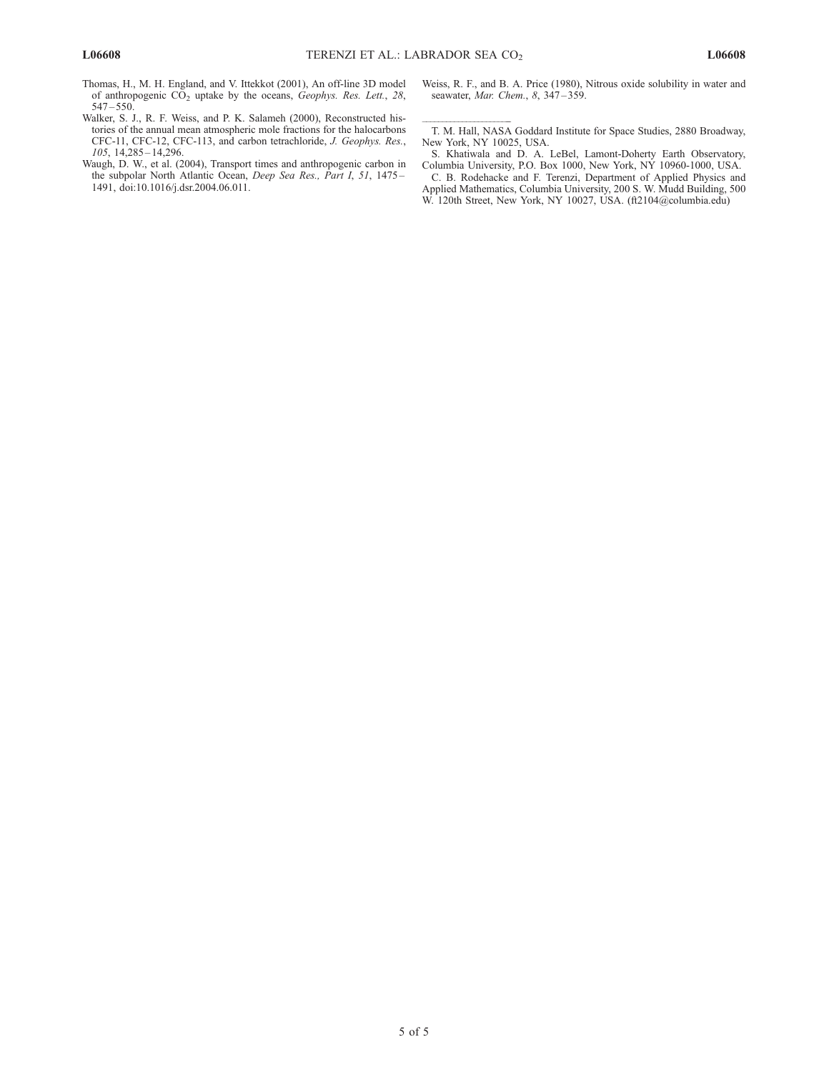Thomas, H., M. H. England, and V. Ittekkot (2001), An off-line 3D model of anthropogenic $CO_2$ uptake by the oceans, *Geophys. Res. Lett.*, *28*, 547–550.

Walker, S. J., R. F. Weiss, and P. K. Salameh (2000), Reconstructed histories of the annual mean atmospheric mole fractions for the halocarbons CFC-11, CFC-12, CFC-113, and carbon tetrachloride, *J. Geophys. Res.*, *105*, 14,285–14,296.

Waugh, D. W., et al. (2004), Transport times and anthropogenic carbon in the subpolar North Atlantic Ocean, *Deep Sea Res., Part I*, *51*, 1475–1491, doi:10.1016/j.dsr.2004.06.011.

Weiss, R. F., and B. A. Price (1980), Nitrous oxide solubility in water and seawater, *Mar. Chem.*, *8*, 347–359.

---

T. M. Hall, NASA Goddard Institute for Space Studies, 2880 Broadway, New York, NY 10025, USA.

S. Khatiwala and D. A. LeBel, Lamont-Doherty Earth Observatory, Columbia University, P.O. Box 1000, New York, NY 10960-1000, USA.

C. B. Rodehacke and F. Terenzi, Department of Applied Physics and Applied Mathematics, Columbia University, 200 S. W. Mudd Building, 500 W. 120th Street, New York, NY 10027, USA. (ft2104@columbia.edu)